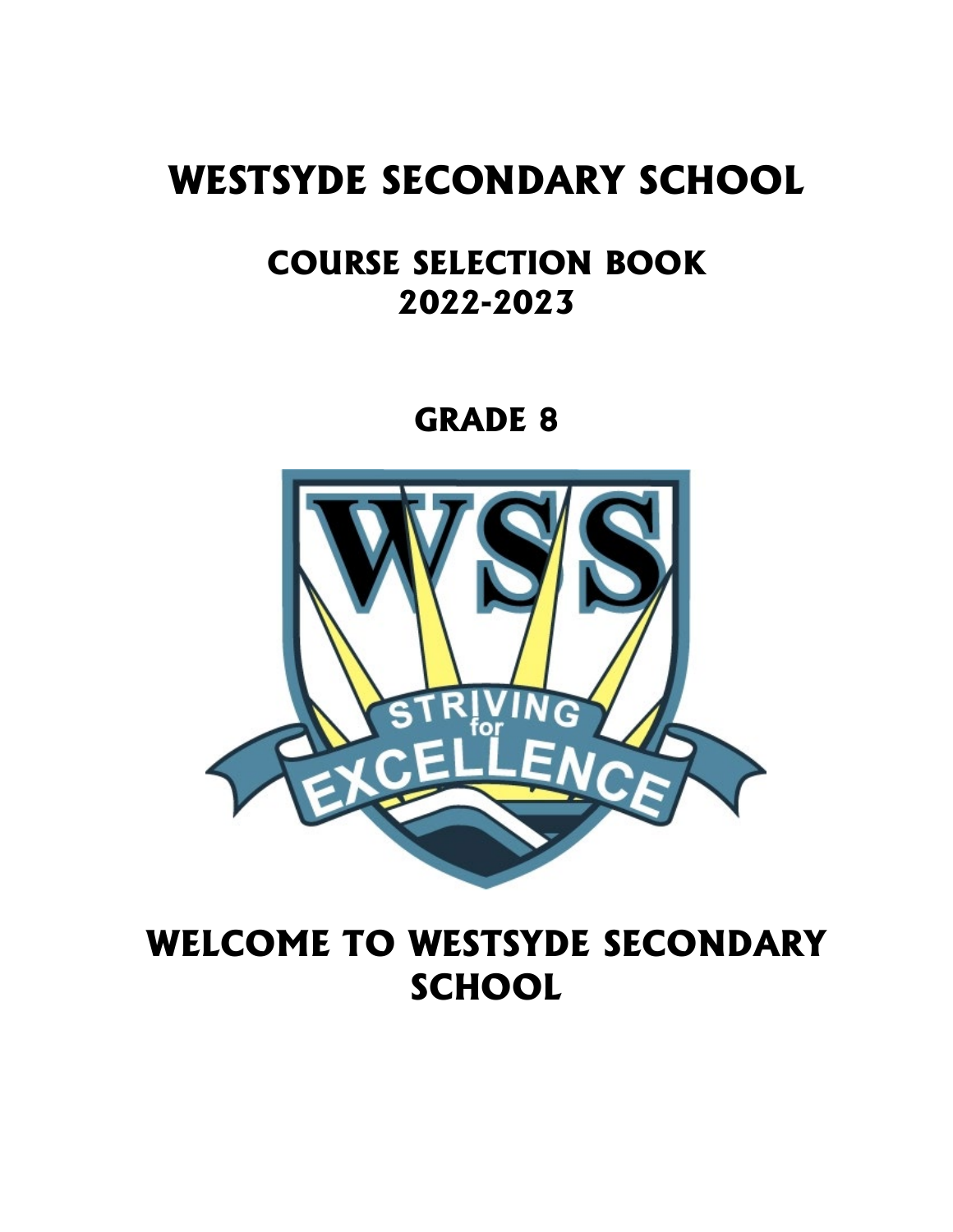# WESTSYDE SECONDARY SCHOOL

## COURSE SELECTION BOOK
## 2022-2023

## GRADE 8

# WELCOME TO WESTSYDE SECONDARY SCHOOL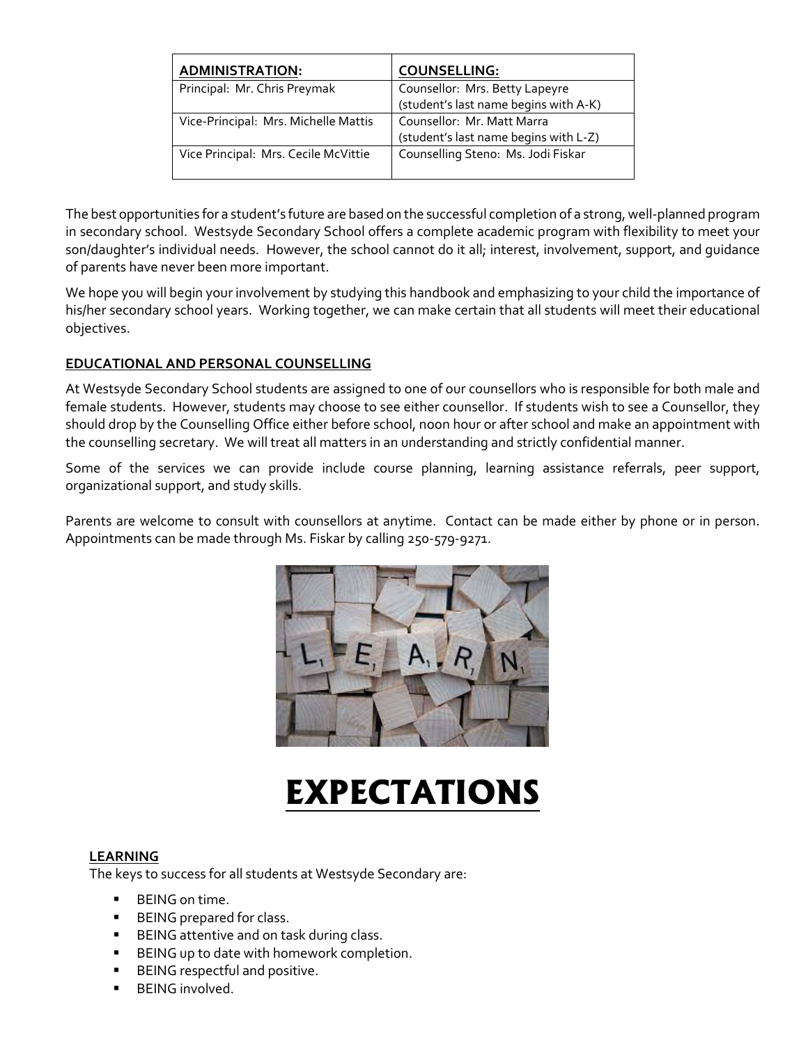| ADMINISTRATION: | COUNSELLING: |
| --- | --- |
| Principal: Mr. Chris Preymak | Counsellor: Mrs. Betty Lapeyre (student's last name begins with A-K) |
| Vice-Principal: Mrs. Michelle Mattis | Counsellor: Mr. Matt Marra (student's last name begins with L-Z) |
| Vice Principal: Mrs. Cecile McVittie | Counselling Steno: Ms. Jodi Fiskar |

The best opportunities for a student's future are based on the successful completion of a strong, well-planned program in secondary school. Westsyde Secondary School offers a complete academic program with flexibility to meet your son/daughter's individual needs. However, the school cannot do it all; interest, involvement, support, and guidance of parents have never been more important.

We hope you will begin your involvement by studying this handbook and emphasizing to your child the importance of his/her secondary school years. Working together, we can make certain that all students will meet their educational objectives.

**EDUCATIONAL AND PERSONAL COUNSELLING**

At Westsyde Secondary School students are assigned to one of our counsellors who is responsible for both male and female students. However, students may choose to see either counsellor. If students wish to see a Counsellor, they should drop by the Counselling Office either before school, noon hour or after school and make an appointment with the counselling secretary. We will treat all matters in an understanding and strictly confidential manner.

Some of the services we can provide include course planning, learning assistance referrals, peer support, organizational support, and study skills.

Parents are welcome to consult with counsellors at anytime. Contact can be made either by phone or in person. Appointments can be made through Ms. Fiskar by calling 250-579-9271.

# EXPECTATIONS

**LEARNING**

The keys to success for all students at Westsyde Secondary are:

- BEING on time.
- BEING prepared for class.
- BEING attentive and on task during class.
- BEING up to date with homework completion.
- BEING respectful and positive.
- BEING involved.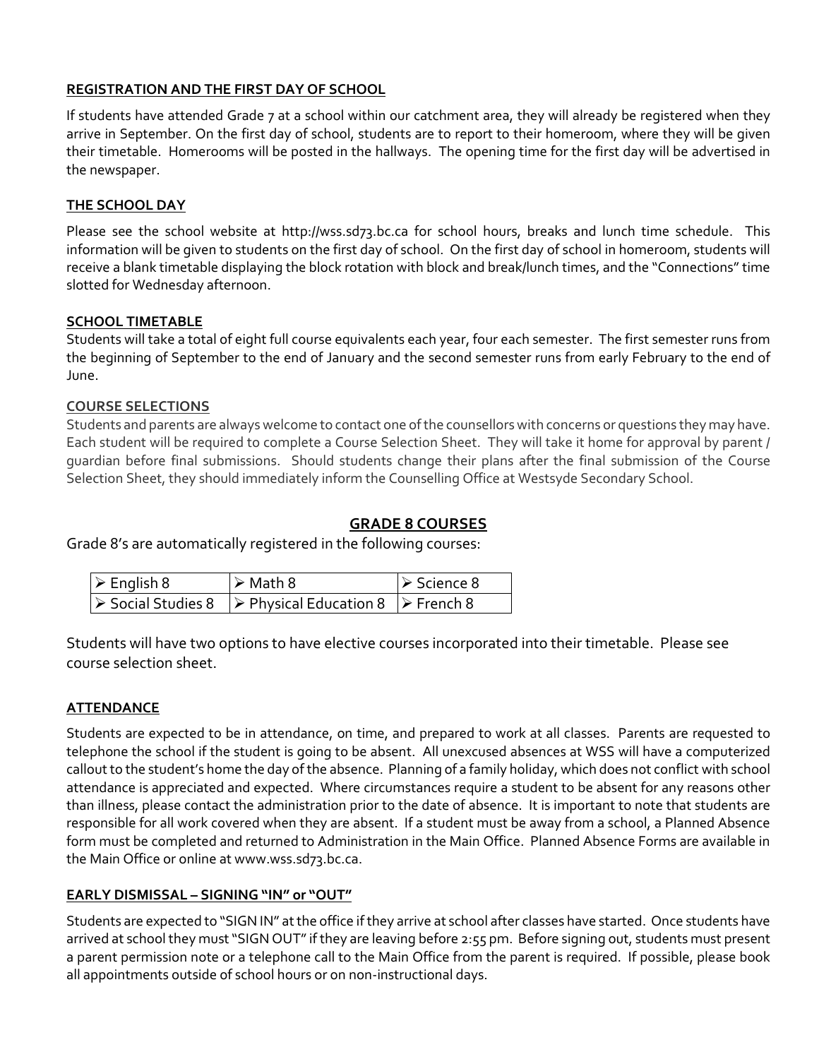**REGISTRATION AND THE FIRST DAY OF SCHOOL**

If students have attended Grade 7 at a school within our catchment area, they will already be registered when they arrive in September. On the first day of school, students are to report to their homeroom, where they will be given their timetable. Homerooms will be posted in the hallways. The opening time for the first day will be advertised in the newspaper.

**THE SCHOOL DAY**

Please see the school website at http://wss.sd73.bc.ca for school hours, breaks and lunch time schedule. This information will be given to students on the first day of school. On the first day of school in homeroom, students will receive a blank timetable displaying the block rotation with block and break/lunch times, and the "Connections" time slotted for Wednesday afternoon.

**SCHOOL TIMETABLE**

Students will take a total of eight full course equivalents each year, four each semester. The first semester runs from the beginning of September to the end of January and the second semester runs from early February to the end of June.

**COURSE SELECTIONS**

Students and parents are always welcome to contact one of the counsellors with concerns or questions they may have. Each student will be required to complete a Course Selection Sheet. They will take it home for approval by parent / guardian before final submissions. Should students change their plans after the final submission of the Course Selection Sheet, they should immediately inform the Counselling Office at Westsyde Secondary School.

## GRADE 8 COURSES

Grade 8's are automatically registered in the following courses:

| | | |
|---|---|---|
| ➢ English 8 | ➢ Math 8 | ➢ Science 8 |
| ➢ Social Studies 8 | ➢ Physical Education 8 | ➢ French 8 |

Students will have two options to have elective courses incorporated into their timetable. Please see course selection sheet.

**ATTENDANCE**

Students are expected to be in attendance, on time, and prepared to work at all classes. Parents are requested to telephone the school if the student is going to be absent. All unexcused absences at WSS will have a computerized callout to the student's home the day of the absence. Planning of a family holiday, which does not conflict with school attendance is appreciated and expected. Where circumstances require a student to be absent for any reasons other than illness, please contact the administration prior to the date of absence. It is important to note that students are responsible for all work covered when they are absent. If a student must be away from a school, a Planned Absence form must be completed and returned to Administration in the Main Office. Planned Absence Forms are available in the Main Office or online at www.wss.sd73.bc.ca.

**EARLY DISMISSAL – SIGNING "IN" or "OUT"**

Students are expected to "SIGN IN" at the office if they arrive at school after classes have started. Once students have arrived at school they must "SIGN OUT" if they are leaving before 2:55 pm. Before signing out, students must present a parent permission note or a telephone call to the Main Office from the parent is required. If possible, please book all appointments outside of school hours or on non-instructional days.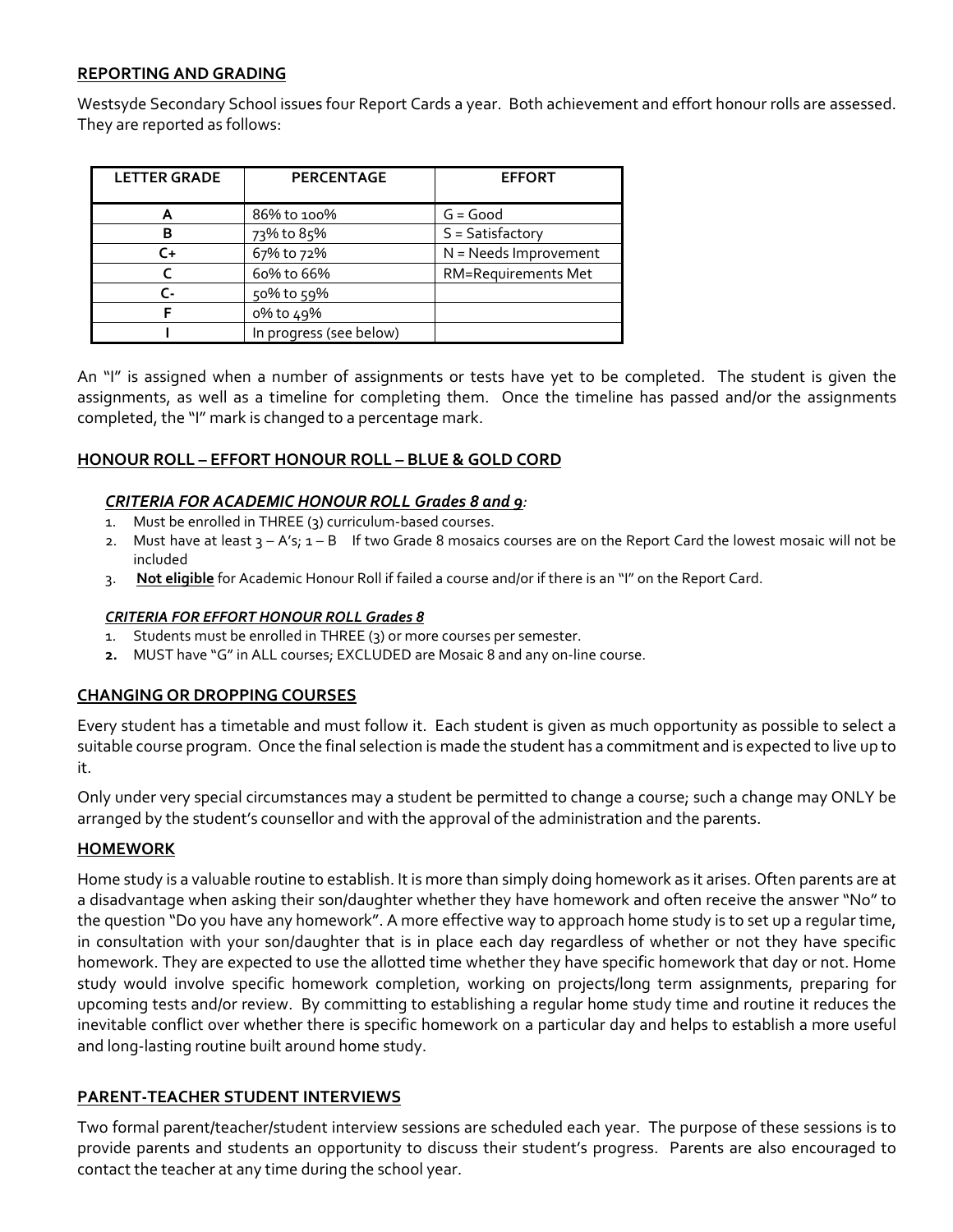## REPORTING AND GRADING

Westsyde Secondary School issues four Report Cards a year. Both achievement and effort honour rolls are assessed. They are reported as follows:

| LETTER GRADE | PERCENTAGE | EFFORT |
|---|---|---|
| A | 86% to 100% | G = Good |
| B | 73% to 85% | S = Satisfactory |
| C+ | 67% to 72% | N = Needs Improvement |
| C | 60% to 66% | RM=Requirements Met |
| C- | 50% to 59% | |
| F | 0% to 49% | |
| I | In progress (see below) | |

An "I" is assigned when a number of assignments or tests have yet to be completed. The student is given the assignments, as well as a timeline for completing them. Once the timeline has passed and/or the assignments completed, the "I" mark is changed to a percentage mark.

## HONOUR ROLL – EFFORT HONOUR ROLL – BLUE & GOLD CORD

### *CRITERIA FOR ACADEMIC HONOUR ROLL Grades 8 and 9:*

1. Must be enrolled in THREE (3) curriculum-based courses.
2. Must have at least 3 – A's; 1 – B If two Grade 8 mosaics courses are on the Report Card the lowest mosaic will not be included
3. **Not eligible** for Academic Honour Roll if failed a course and/or if there is an "I" on the Report Card.

### *CRITERIA FOR EFFORT HONOUR ROLL Grades 8*

1. Students must be enrolled in THREE (3) or more courses per semester.
2. MUST have "G" in ALL courses; EXCLUDED are Mosaic 8 and any on-line course.

## CHANGING OR DROPPING COURSES

Every student has a timetable and must follow it. Each student is given as much opportunity as possible to select a suitable course program. Once the final selection is made the student has a commitment and is expected to live up to it.

Only under very special circumstances may a student be permitted to change a course; such a change may ONLY be arranged by the student's counsellor and with the approval of the administration and the parents.

## HOMEWORK

Home study is a valuable routine to establish. It is more than simply doing homework as it arises. Often parents are at a disadvantage when asking their son/daughter whether they have homework and often receive the answer "No" to the question "Do you have any homework". A more effective way to approach home study is to set up a regular time, in consultation with your son/daughter that is in place each day regardless of whether or not they have specific homework. They are expected to use the allotted time whether they have specific homework that day or not. Home study would involve specific homework completion, working on projects/long term assignments, preparing for upcoming tests and/or review. By committing to establishing a regular home study time and routine it reduces the inevitable conflict over whether there is specific homework on a particular day and helps to establish a more useful and long-lasting routine built around home study.

## PARENT-TEACHER STUDENT INTERVIEWS

Two formal parent/teacher/student interview sessions are scheduled each year. The purpose of these sessions is to provide parents and students an opportunity to discuss their student's progress. Parents are also encouraged to contact the teacher at any time during the school year.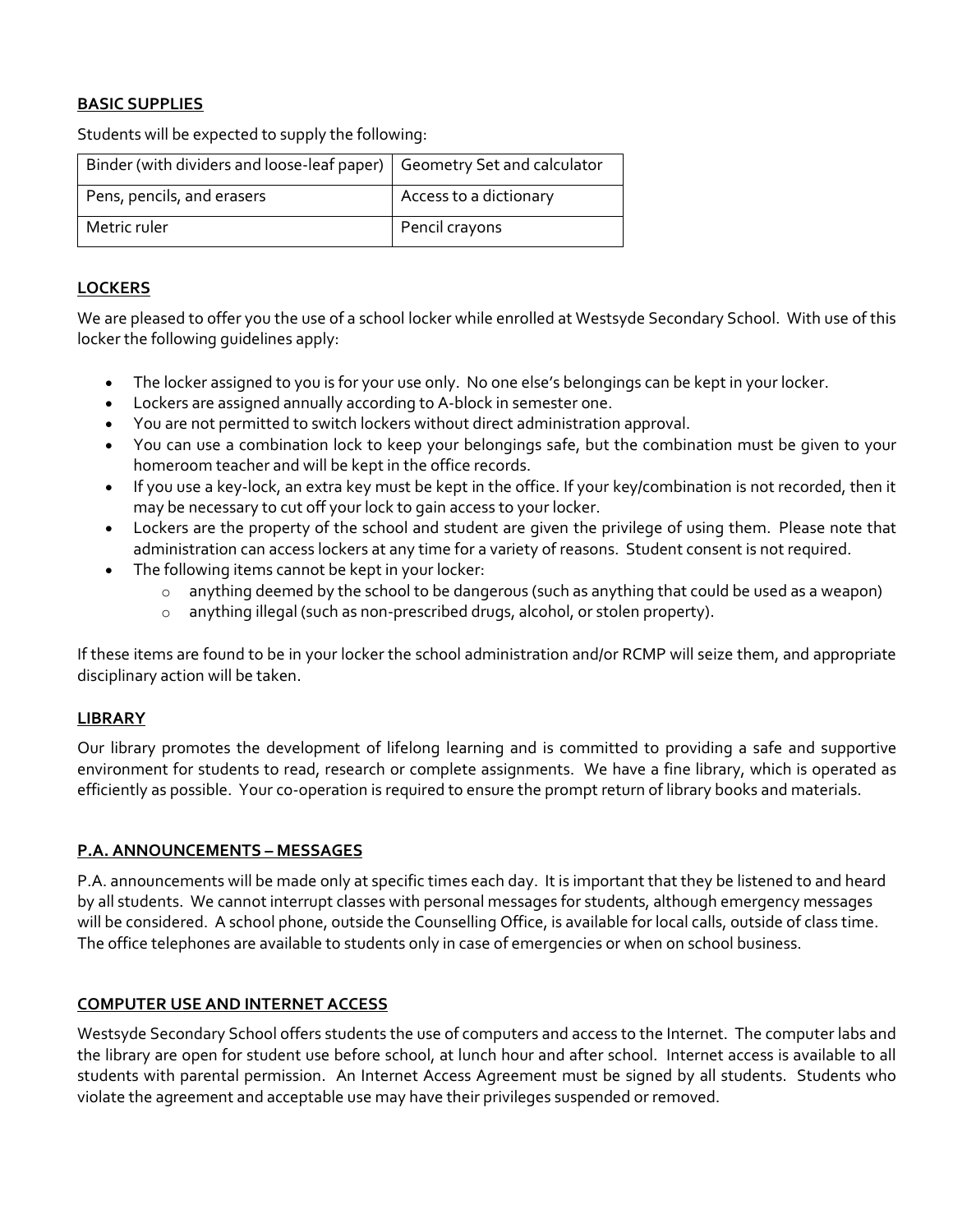**BASIC SUPPLIES**

Students will be expected to supply the following:

| Binder (with dividers and loose-leaf paper) | Geometry Set and calculator |
| --- | --- |
| Pens, pencils, and erasers | Access to a dictionary |
| Metric ruler | Pencil crayons |

**LOCKERS**

We are pleased to offer you the use of a school locker while enrolled at Westsyde Secondary School. With use of this locker the following guidelines apply:

- The locker assigned to you is for your use only. No one else's belongings can be kept in your locker.
- Lockers are assigned annually according to A-block in semester one.
- You are not permitted to switch lockers without direct administration approval.
- You can use a combination lock to keep your belongings safe, but the combination must be given to your homeroom teacher and will be kept in the office records.
- If you use a key-lock, an extra key must be kept in the office. If your key/combination is not recorded, then it may be necessary to cut off your lock to gain access to your locker.
- Lockers are the property of the school and student are given the privilege of using them. Please note that administration can access lockers at any time for a variety of reasons. Student consent is not required.
- The following items cannot be kept in your locker:
    - anything deemed by the school to be dangerous (such as anything that could be used as a weapon)
    - anything illegal (such as non-prescribed drugs, alcohol, or stolen property).

If these items are found to be in your locker the school administration and/or RCMP will seize them, and appropriate disciplinary action will be taken.

**LIBRARY**

Our library promotes the development of lifelong learning and is committed to providing a safe and supportive environment for students to read, research or complete assignments. We have a fine library, which is operated as efficiently as possible. Your co-operation is required to ensure the prompt return of library books and materials.

**P.A. ANNOUNCEMENTS – MESSAGES**

P.A. announcements will be made only at specific times each day. It is important that they be listened to and heard by all students. We cannot interrupt classes with personal messages for students, although emergency messages will be considered. A school phone, outside the Counselling Office, is available for local calls, outside of class time. The office telephones are available to students only in case of emergencies or when on school business.

**COMPUTER USE AND INTERNET ACCESS**

Westsyde Secondary School offers students the use of computers and access to the Internet. The computer labs and the library are open for student use before school, at lunch hour and after school. Internet access is available to all students with parental permission. An Internet Access Agreement must be signed by all students. Students who violate the agreement and acceptable use may have their privileges suspended or removed.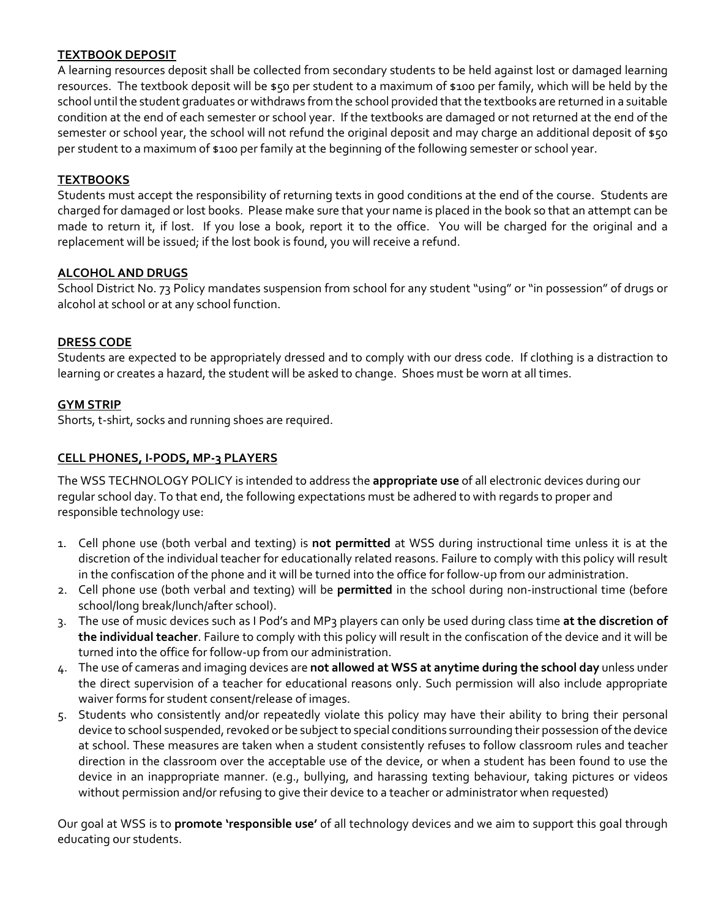## TEXTBOOK DEPOSIT

A learning resources deposit shall be collected from secondary students to be held against lost or damaged learning resources. The textbook deposit will be $50 per student to a maximum of $100 per family, which will be held by the school until the student graduates or withdraws from the school provided that the textbooks are returned in a suitable condition at the end of each semester or school year. If the textbooks are damaged or not returned at the end of the semester or school year, the school will not refund the original deposit and may charge an additional deposit of $50 per student to a maximum of $100 per family at the beginning of the following semester or school year.

## TEXTBOOKS

Students must accept the responsibility of returning texts in good conditions at the end of the course. Students are charged for damaged or lost books. Please make sure that your name is placed in the book so that an attempt can be made to return it, if lost. If you lose a book, report it to the office. You will be charged for the original and a replacement will be issued; if the lost book is found, you will receive a refund.

## ALCOHOL AND DRUGS

School District No. 73 Policy mandates suspension from school for any student "using" or "in possession" of drugs or alcohol at school or at any school function.

## DRESS CODE

Students are expected to be appropriately dressed and to comply with our dress code. If clothing is a distraction to learning or creates a hazard, the student will be asked to change. Shoes must be worn at all times.

## GYM STRIP

Shorts, t-shirt, socks and running shoes are required.

## CELL PHONES, I-PODS, MP-3 PLAYERS

The WSS TECHNOLOGY POLICY is intended to address the **appropriate use** of all electronic devices during our regular school day. To that end, the following expectations must be adhered to with regards to proper and responsible technology use:

1. Cell phone use (both verbal and texting) is **not permitted** at WSS during instructional time unless it is at the discretion of the individual teacher for educationally related reasons. Failure to comply with this policy will result in the confiscation of the phone and it will be turned into the office for follow-up from our administration.
2. Cell phone use (both verbal and texting) will be **permitted** in the school during non-instructional time (before school/long break/lunch/after school).
3. The use of music devices such as I Pod's and MP3 players can only be used during class time **at the discretion of the individual teacher**. Failure to comply with this policy will result in the confiscation of the device and it will be turned into the office for follow-up from our administration.
4. The use of cameras and imaging devices are **not allowed at WSS at anytime during the school day** unless under the direct supervision of a teacher for educational reasons only. Such permission will also include appropriate waiver forms for student consent/release of images.
5. Students who consistently and/or repeatedly violate this policy may have their ability to bring their personal device to school suspended, revoked or be subject to special conditions surrounding their possession of the device at school. These measures are taken when a student consistently refuses to follow classroom rules and teacher direction in the classroom over the acceptable use of the device, or when a student has been found to use the device in an inappropriate manner. (e.g., bullying, and harassing texting behaviour, taking pictures or videos without permission and/or refusing to give their device to a teacher or administrator when requested)

Our goal at WSS is to **promote 'responsible use'** of all technology devices and we aim to support this goal through educating our students.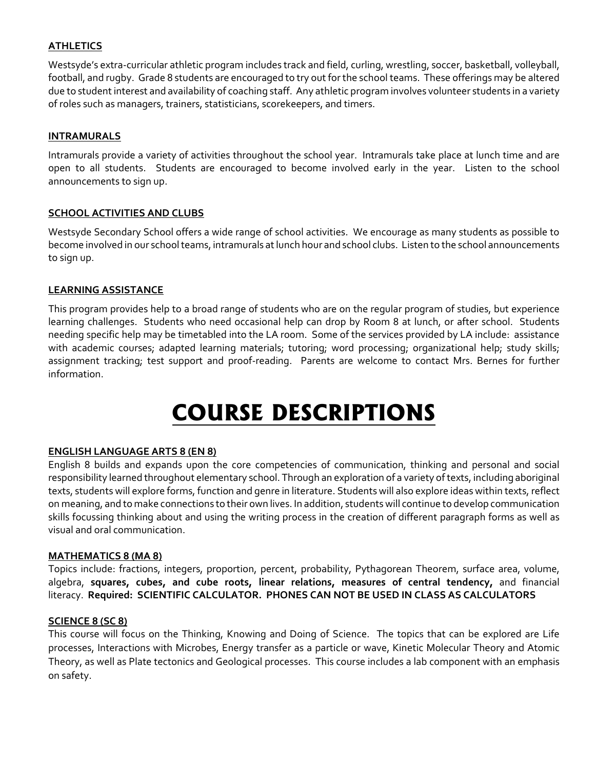**ATHLETICS**

Westsyde's extra-curricular athletic program includes track and field, curling, wrestling, soccer, basketball, volleyball, football, and rugby. Grade 8 students are encouraged to try out for the school teams. These offerings may be altered due to student interest and availability of coaching staff. Any athletic program involves volunteer students in a variety of roles such as managers, trainers, statisticians, scorekeepers, and timers.

**INTRAMURALS**

Intramurals provide a variety of activities throughout the school year. Intramurals take place at lunch time and are open to all students. Students are encouraged to become involved early in the year. Listen to the school announcements to sign up.

**SCHOOL ACTIVITIES AND CLUBS**

Westsyde Secondary School offers a wide range of school activities. We encourage as many students as possible to become involved in our school teams, intramurals at lunch hour and school clubs. Listen to the school announcements to sign up.

**LEARNING ASSISTANCE**

This program provides help to a broad range of students who are on the regular program of studies, but experience learning challenges. Students who need occasional help can drop by Room 8 at lunch, or after school. Students needing specific help may be timetabled into the LA room. Some of the services provided by LA include: assistance with academic courses; adapted learning materials; tutoring; word processing; organizational help; study skills; assignment tracking; test support and proof-reading. Parents are welcome to contact Mrs. Bernes for further information.

# COURSE DESCRIPTIONS

**ENGLISH LANGUAGE ARTS 8 (EN 8)**

English 8 builds and expands upon the core competencies of communication, thinking and personal and social responsibility learned throughout elementary school. Through an exploration of a variety of texts, including aboriginal texts, students will explore forms, function and genre in literature. Students will also explore ideas within texts, reflect on meaning, and to make connections to their own lives. In addition, students will continue to develop communication skills focussing thinking about and using the writing process in the creation of different paragraph forms as well as visual and oral communication.

**MATHEMATICS 8 (MA 8)**

Topics include: fractions, integers, proportion, percent, probability, Pythagorean Theorem, surface area, volume, algebra, **squares, cubes, and cube roots, linear relations, measures of central tendency,** and financial literacy. **Required: SCIENTIFIC CALCULATOR. PHONES CAN NOT BE USED IN CLASS AS CALCULATORS**

**SCIENCE 8 (SC 8)**

This course will focus on the Thinking, Knowing and Doing of Science. The topics that can be explored are Life processes, Interactions with Microbes, Energy transfer as a particle or wave, Kinetic Molecular Theory and Atomic Theory, as well as Plate tectonics and Geological processes. This course includes a lab component with an emphasis on safety.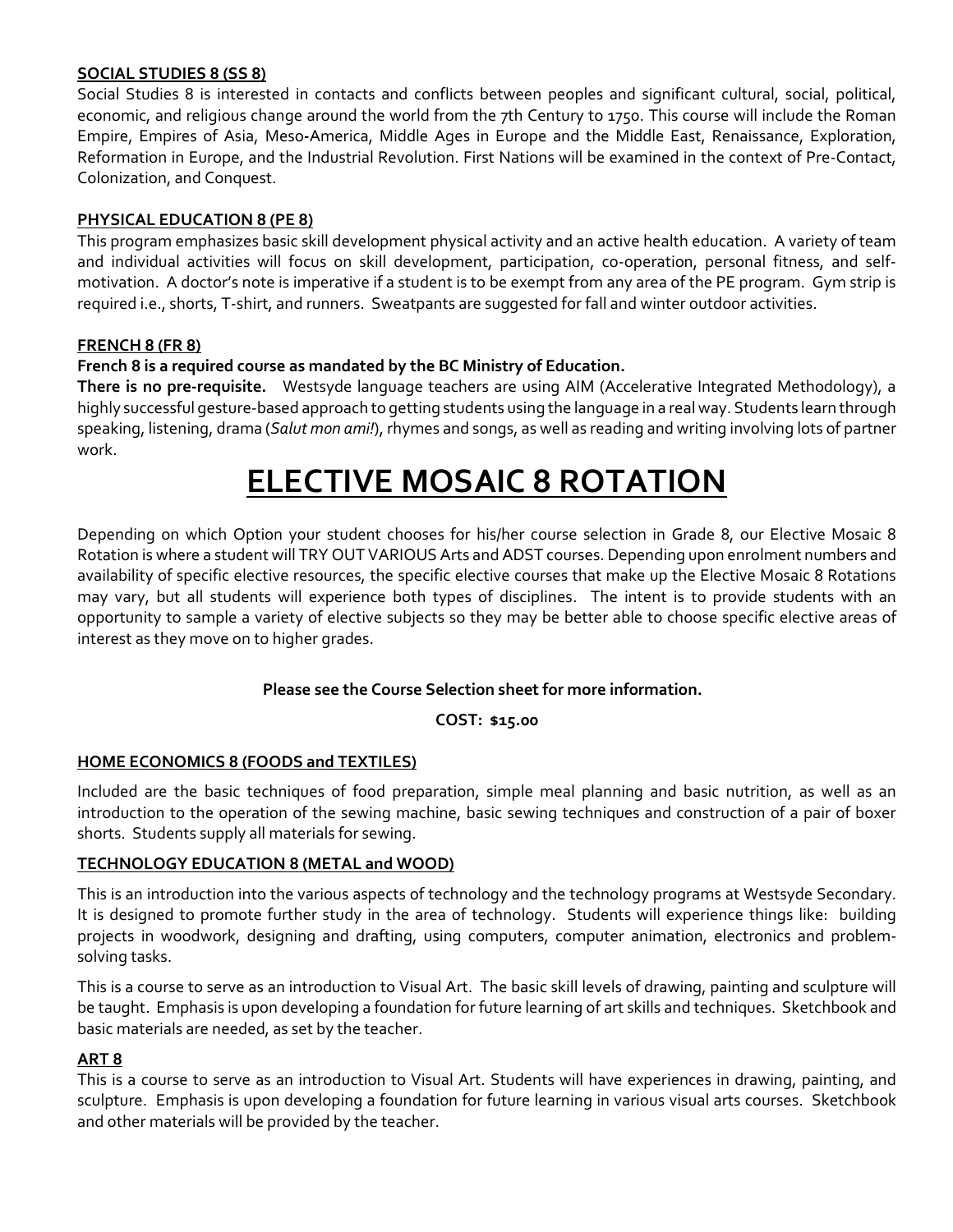### SOCIAL STUDIES 8 (SS 8)

Social Studies 8 is interested in contacts and conflicts between peoples and significant cultural, social, political, economic, and religious change around the world from the 7th Century to 1750. This course will include the Roman Empire, Empires of Asia, Meso-America, Middle Ages in Europe and the Middle East, Renaissance, Exploration, Reformation in Europe, and the Industrial Revolution. First Nations will be examined in the context of Pre-Contact, Colonization, and Conquest.

### PHYSICAL EDUCATION 8 (PE 8)

This program emphasizes basic skill development physical activity and an active health education. A variety of team and individual activities will focus on skill development, participation, co-operation, personal fitness, and self-motivation. A doctor's note is imperative if a student is to be exempt from any area of the PE program. Gym strip is required i.e., shorts, T-shirt, and runners. Sweatpants are suggested for fall and winter outdoor activities.

### FRENCH 8 (FR 8)

**French 8 is a required course as mandated by the BC Ministry of Education.**

**There is no pre-requisite.** Westsyde language teachers are using AIM (Accelerative Integrated Methodology), a highly successful gesture-based approach to getting students using the language in a real way. Students learn through speaking, listening, drama (*Salut mon ami!*), rhymes and songs, as well as reading and writing involving lots of partner work.

# ELECTIVE MOSAIC 8 ROTATION

Depending on which Option your student chooses for his/her course selection in Grade 8, our Elective Mosaic 8 Rotation is where a student will TRY OUT VARIOUS Arts and ADST courses. Depending upon enrolment numbers and availability of specific elective resources, the specific elective courses that make up the Elective Mosaic 8 Rotations may vary, but all students will experience both types of disciplines. The intent is to provide students with an opportunity to sample a variety of elective subjects so they may be better able to choose specific elective areas of interest as they move on to higher grades.

**Please see the Course Selection sheet for more information.**

**COST: $15.00**

### HOME ECONOMICS 8 (FOODS and TEXTILES)

Included are the basic techniques of food preparation, simple meal planning and basic nutrition, as well as an introduction to the operation of the sewing machine, basic sewing techniques and construction of a pair of boxer shorts. Students supply all materials for sewing.

### TECHNOLOGY EDUCATION 8 (METAL and WOOD)

This is an introduction into the various aspects of technology and the technology programs at Westsyde Secondary. It is designed to promote further study in the area of technology. Students will experience things like: building projects in woodwork, designing and drafting, using computers, computer animation, electronics and problem-solving tasks.

This is a course to serve as an introduction to Visual Art. The basic skill levels of drawing, painting and sculpture will be taught. Emphasis is upon developing a foundation for future learning of art skills and techniques. Sketchbook and basic materials are needed, as set by the teacher.

### ART 8

This is a course to serve as an introduction to Visual Art. Students will have experiences in drawing, painting, and sculpture. Emphasis is upon developing a foundation for future learning in various visual arts courses. Sketchbook and other materials will be provided by the teacher.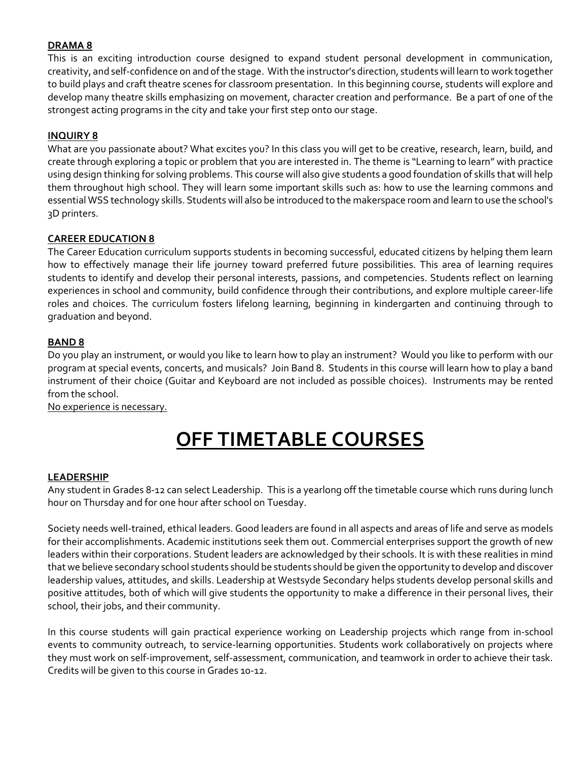**DRAMA 8**

This is an exciting introduction course designed to expand student personal development in communication, creativity, and self-confidence on and of the stage. With the instructor's direction, students will learn to work together to build plays and craft theatre scenes for classroom presentation. In this beginning course, students will explore and develop many theatre skills emphasizing on movement, character creation and performance. Be a part of one of the strongest acting programs in the city and take your first step onto our stage.

**INQUIRY 8**

What are you passionate about? What excites you? In this class you will get to be creative, research, learn, build, and create through exploring a topic or problem that you are interested in. The theme is "Learning to learn" with practice using design thinking for solving problems. This course will also give students a good foundation of skills that will help them throughout high school. They will learn some important skills such as: how to use the learning commons and essential WSS technology skills. Students will also be introduced to the makerspace room and learn to use the school's 3D printers.

**CAREER EDUCATION 8**

The Career Education curriculum supports students in becoming successful, educated citizens by helping them learn how to effectively manage their life journey toward preferred future possibilities. This area of learning requires students to identify and develop their personal interests, passions, and competencies. Students reflect on learning experiences in school and community, build confidence through their contributions, and explore multiple career-life roles and choices. The curriculum fosters lifelong learning, beginning in kindergarten and continuing through to graduation and beyond.

**BAND 8**

Do you play an instrument, or would you like to learn how to play an instrument? Would you like to perform with our program at special events, concerts, and musicals? Join Band 8. Students in this course will learn how to play a band instrument of their choice (Guitar and Keyboard are not included as possible choices). Instruments may be rented from the school.

No experience is necessary.

# OFF TIMETABLE COURSES

**LEADERSHIP**

Any student in Grades 8-12 can select Leadership. This is a yearlong off the timetable course which runs during lunch hour on Thursday and for one hour after school on Tuesday.

Society needs well-trained, ethical leaders. Good leaders are found in all aspects and areas of life and serve as models for their accomplishments. Academic institutions seek them out. Commercial enterprises support the growth of new leaders within their corporations. Student leaders are acknowledged by their schools. It is with these realities in mind that we believe secondary school students should be students should be given the opportunity to develop and discover leadership values, attitudes, and skills. Leadership at Westsyde Secondary helps students develop personal skills and positive attitudes, both of which will give students the opportunity to make a difference in their personal lives, their school, their jobs, and their community.

In this course students will gain practical experience working on Leadership projects which range from in-school events to community outreach, to service-learning opportunities. Students work collaboratively on projects where they must work on self-improvement, self-assessment, communication, and teamwork in order to achieve their task. Credits will be given to this course in Grades 10-12.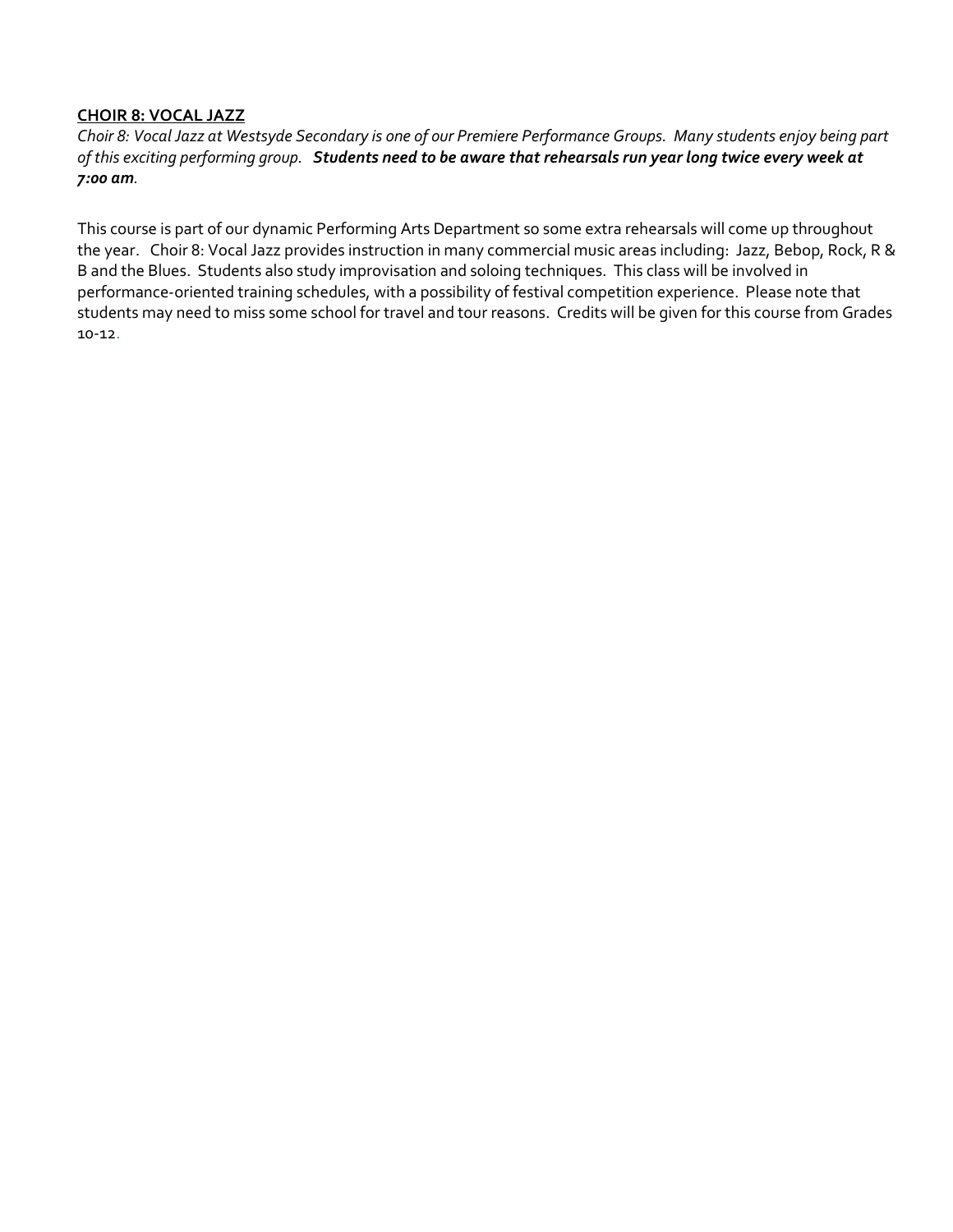**CHOIR 8: VOCAL JAZZ**

*Choir 8: Vocal Jazz at Westsyde Secondary is one of our Premiere Performance Groups. Many students enjoy being part of this exciting performing group.* ***Students need to be aware that rehearsals run year long twice every week at 7:00 am****.*

This course is part of our dynamic Performing Arts Department so some extra rehearsals will come up throughout the year. Choir 8: Vocal Jazz provides instruction in many commercial music areas including: Jazz, Bebop, Rock, R & B and the Blues. Students also study improvisation and soloing techniques. This class will be involved in performance-oriented training schedules, with a possibility of festival competition experience. Please note that students may need to miss some school for travel and tour reasons. Credits will be given for this course from Grades 10-12.